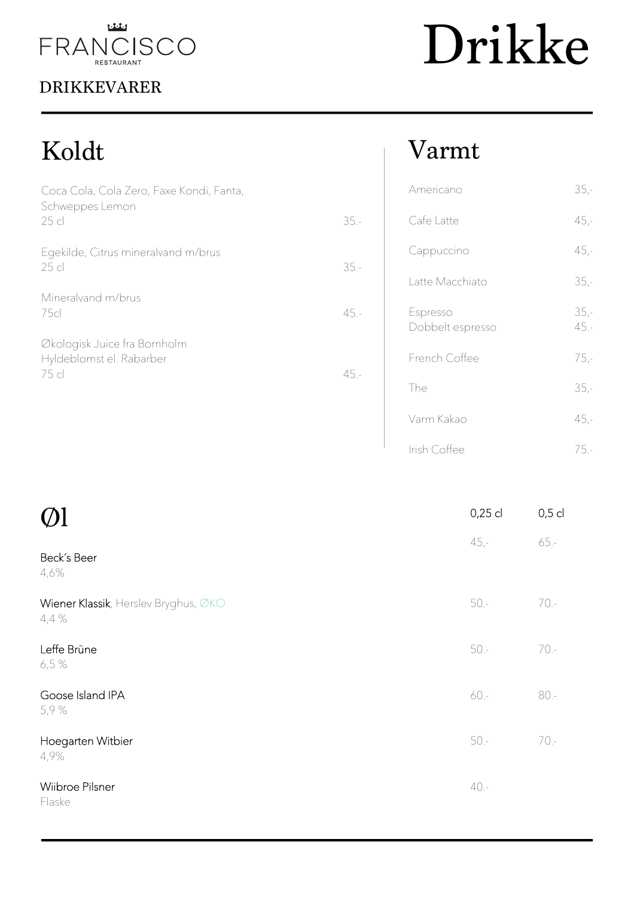FRANCISCO
RESTAURANT

DRIKKEVARER

# Drikke

## Koldt

| | |
|---|---|
| Coca Cola, Cola Zero, Faxe Kondi, Fanta, Schweppes Lemon<br>25 cl | 35.- |
| Egekilde, Citrus mineralvand m/brus<br>25 cl | 35.- |
| Mineralvand m/brus<br>75cl | 45.- |
| Økologisk Juice fra Bornholm<br>Hyldeblomst el. Rabarber<br>75 cl | 45.- |

## Varmt

| | |
|---|---|
| Americano | 35,- |
| Cafe Latte | 45,- |
| Cappuccino | 45,- |
| Latte Macchiato | 35,- |
| Espresso | 35,- |
| Dobbelt espresso | 45.- |
| French Coffee | 75,- |
| The | 35,- |
| Varm Kakao | 45,- |
| Irish Coffee | 75.- |

## Øl

| | 0,25 cl | 0,5 cl |
|---|---|---|
| **Beck´s Beer**<br>4,6% | 45,- | 65.- |
| **Wiener Klassik**, Herslev Bryghus, ØKO<br>4,4 % | 50.- | 70.- |
| **Leffe Brüne**<br>6,5 % | 50.- | 70.- |
| **Goose Island IPA**<br>5,9 % | 60.- | 80.- |
| **Hoegarten Witbier**<br>4,9% | 50.- | 70.- |
| **Wiibroe Pilsner**<br>Flaske | 40.- | |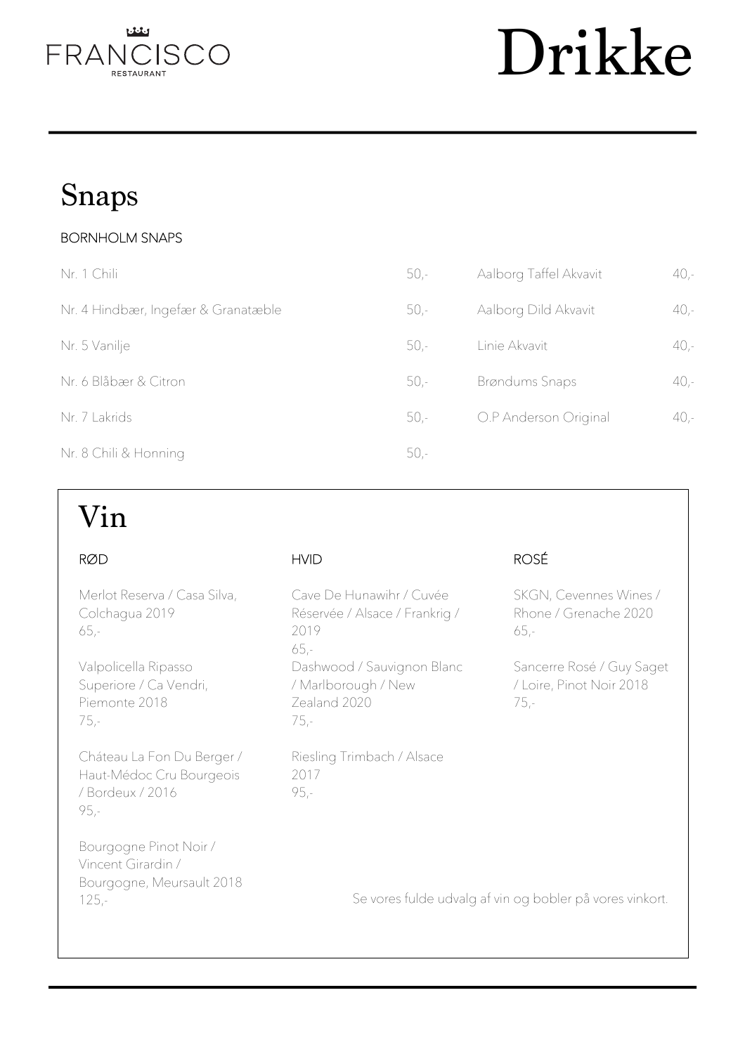FRANCISCO
RESTAURANT

# Drikke

## Snaps

BORNHOLM SNAPS

| | |
|---|---|
| Nr. 1 Chili | 50,- |
| Nr. 4 Hindbær, Ingefær & Granatæble | 50,- |
| Nr. 5 Vanilje | 50,- |
| Nr. 6 Blåbær & Citron | 50,- |
| Nr. 7 Lakrids | 50,- |
| Nr. 8 Chili & Honning | 50,- |

| | |
|---|---|
| Aalborg Taffel Akvavit | 40,- |
| Aalborg Dild Akvavit | 40,- |
| Linie Akvavit | 40,- |
| Brøndums Snaps | 40,- |
| O.P Anderson Original | 40,- |

## Vin

### RØD

Merlot Reserva / Casa Silva, Colchagua 2019
65,-

Valpolicella Ripasso Superiore / Ca Vendri, Piemonte 2018
75,-

Château La Fon Du Berger / Haut-Médoc Cru Bourgeois / Bordeux / 2016
95,-

Bourgogne Pinot Noir / Vincent Girardin / Bourgogne, Meursault 2018
125,-

### HVID

Cave De Hunawihr / Cuvée Réservée / Alsace / Frankrig / 2019
65,-

Dashwood / Sauvignon Blanc / Marlborough / New Zealand 2020
75,-

Riesling Trimbach / Alsace 2017
95,-

### ROSÉ

SKGN, Cevennes Wines / Rhone / Grenache 2020
65,-

Sancerre Rosé / Guy Saget / Loire, Pinot Noir 2018
75,-

Se vores fulde udvalg af vin og bobler på vores vinkort.